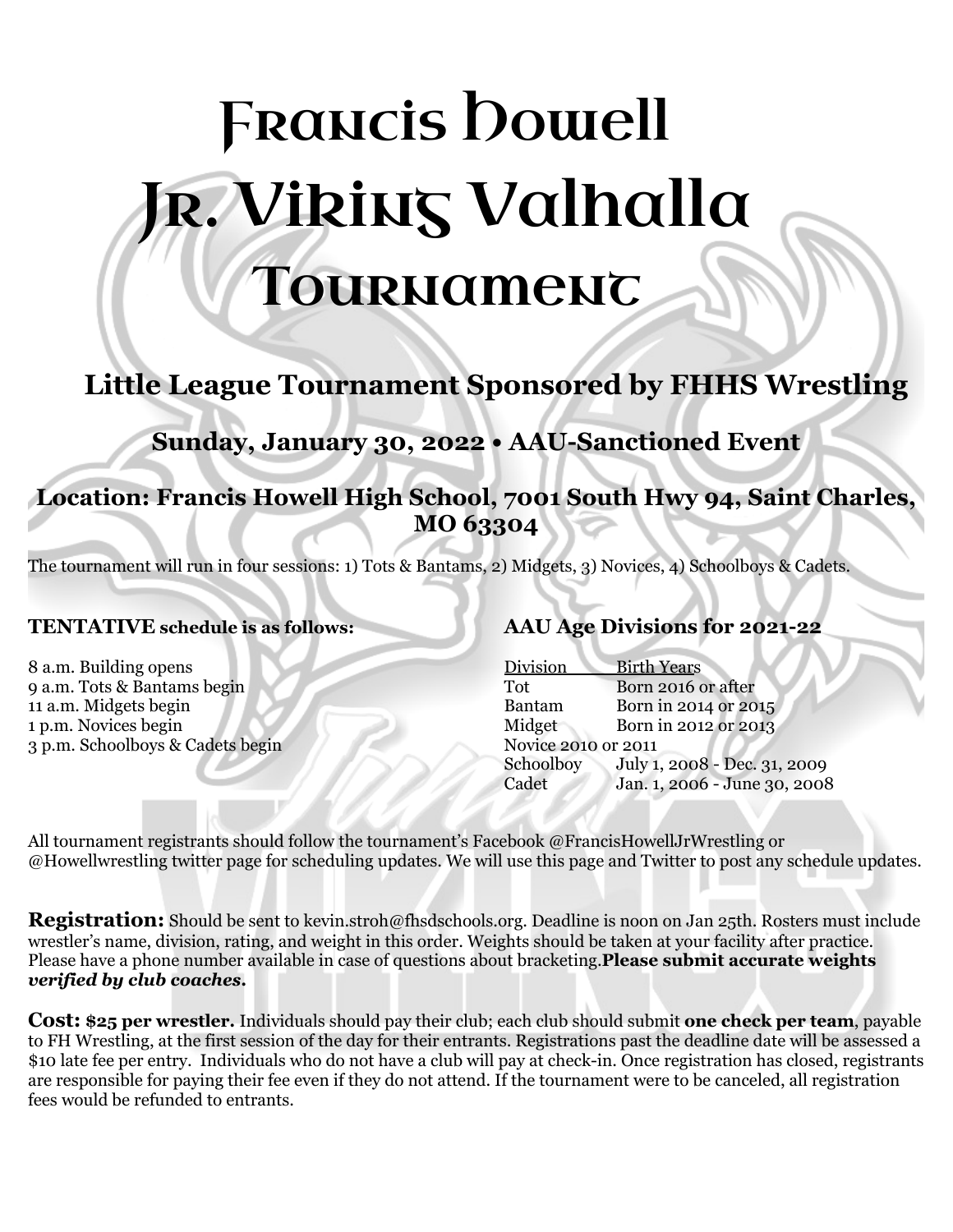# Francis Howell Jr. Viking Valhalla Tournament

## Little League Tournament Sponsored by FHHS Wrestling

### Sunday, January 30, 2022 • AAU-Sanctioned Event

### Location: Francis Howell High School, 7001 South Hwy 94, Saint Charles, MO 63304

The tournament will run in four sessions: 1) Tots & Bantams, 2) Midgets, 3) Novices, 4) Schoolboys & Cadets.

**TENTATIVE schedule is as follows:**

8 a.m. Building opens
9 a.m. Tots & Bantams begin
11 a.m. Midgets begin
1 p.m. Novices begin
3 p.m. Schoolboys & Cadets begin

**AAU Age Divisions for 2021-22**

| Division | Birth Years |
|---|---|
| Tot | Born 2016 or after |
| Bantam | Born in 2014 or 2015 |
| Midget | Born in 2012 or 2013 |
| Novice | 2010 or 2011 |
| Schoolboy | July 1, 2008 - Dec. 31, 2009 |
| Cadet | Jan. 1, 2006 - June 30, 2008 |

All tournament registrants should follow the tournament's Facebook @FrancisHowellJrWrestling or @Howellwrestling twitter page for scheduling updates. We will use this page and Twitter to post any schedule updates.

**Registration:** Should be sent to kevin.stroh@fhsdschools.org. Deadline is noon on Jan 25th. Rosters must include wrestler's name, division, rating, and weight in this order. Weights should be taken at your facility after practice. Please have a phone number available in case of questions about bracketing.**Please submit accurate weights *verified by club coaches.***

**Cost: $25 per wrestler.** Individuals should pay their club; each club should submit **one check per team**, payable to FH Wrestling, at the first session of the day for their entrants. Registrations past the deadline date will be assessed a $10 late fee per entry. Individuals who do not have a club will pay at check-in. Once registration has closed, registrants are responsible for paying their fee even if they do not attend. If the tournament were to be canceled, all registration fees would be refunded to entrants.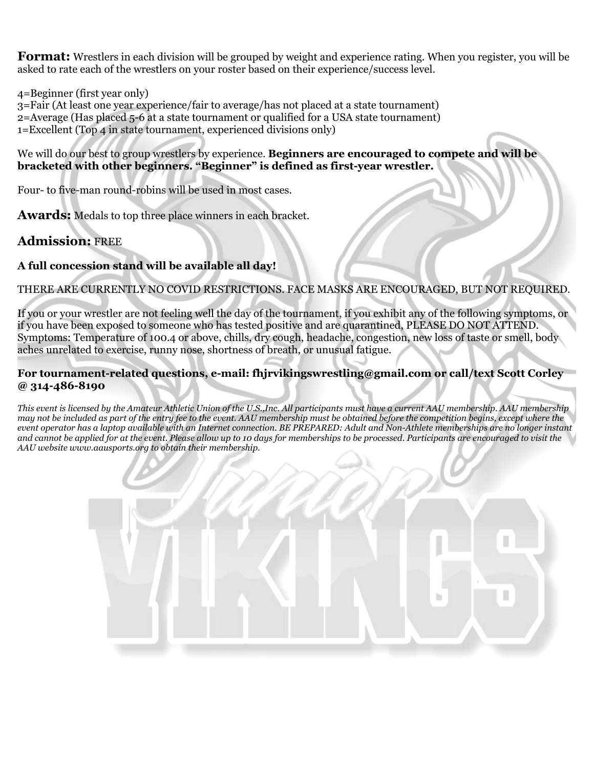**Format:** Wrestlers in each division will be grouped by weight and experience rating. When you register, you will be asked to rate each of the wrestlers on your roster based on their experience/success level.

4=Beginner (first year only)
3=Fair (At least one year experience/fair to average/has not placed at a state tournament)
2=Average (Has placed 5-6 at a state tournament or qualified for a USA state tournament)
1=Excellent (Top 4 in state tournament, experienced divisions only)

We will do our best to group wrestlers by experience. **Beginners are encouraged to compete and will be bracketed with other beginners. "Beginner" is defined as first-year wrestler.**

Four- to five-man round-robins will be used in most cases.

**Awards:** Medals to top three place winners in each bracket.

**Admission:** FREE

**A full concession stand will be available all day!**

THERE ARE CURRENTLY NO COVID RESTRICTIONS. FACE MASKS ARE ENCOURAGED, BUT NOT REQUIRED.

If you or your wrestler are not feeling well the day of the tournament, if you exhibit any of the following symptoms, or if you have been exposed to someone who has tested positive and are quarantined, PLEASE DO NOT ATTEND. Symptoms: Temperature of 100.4 or above, chills, dry cough, headache, congestion, new loss of taste or smell, body aches unrelated to exercise, runny nose, shortness of breath, or unusual fatigue.

**For tournament-related questions, e-mail: fhjrvikingswrestling@gmail.com or call/text Scott Corley @ 314-486-8190**

*This event is licensed by the Amateur Athletic Union of the U.S.,Inc. All participants must have a current AAU membership. AAU membership may not be included as part of the entry fee to the event. AAU membership must be obtained before the competition begins, except where the event operator has a laptop available with an Internet connection. BE PREPARED: Adult and Non-Athlete memberships are no longer instant and cannot be applied for at the event. Please allow up to 10 days for memberships to be processed. Participants are encouraged to visit the AAU website www.aausports.org to obtain their membership.*